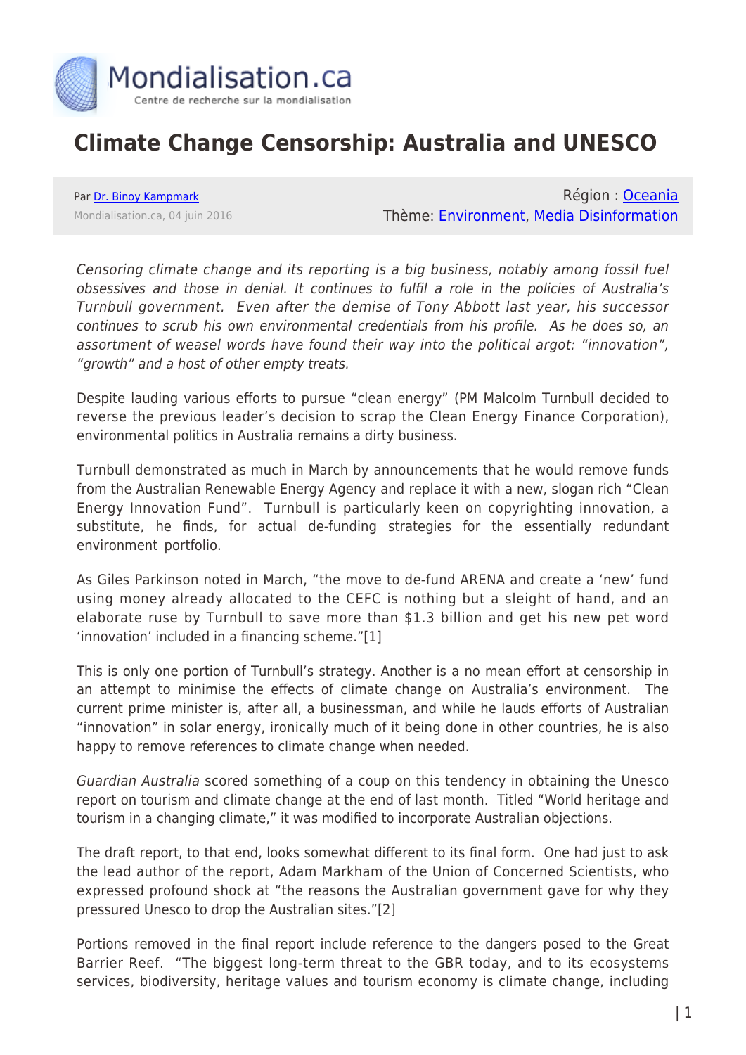# Climate Change Censorship: Australia and UNESCO

Par Dr. Binoy Kampmark

Mondialisation.ca, 04 juin 2016

Région : Oceania

Thème: Environment, Media Disinformation

*Censoring climate change and its reporting is a big business, notably among fossil fuel obsessives and those in denial. It continues to fulfil a role in the policies of Australia's Turnbull government. Even after the demise of Tony Abbott last year, his successor continues to scrub his own environmental credentials from his profile. As he does so, an assortment of weasel words have found their way into the political argot: "innovation", "growth" and a host of other empty treats.*

Despite lauding various efforts to pursue "clean energy" (PM Malcolm Turnbull decided to reverse the previous leader's decision to scrap the Clean Energy Finance Corporation), environmental politics in Australia remains a dirty business.

Turnbull demonstrated as much in March by announcements that he would remove funds from the Australian Renewable Energy Agency and replace it with a new, slogan rich "Clean Energy Innovation Fund". Turnbull is particularly keen on copyrighting innovation, a substitute, he finds, for actual de-funding strategies for the essentially redundant environment portfolio.

As Giles Parkinson noted in March, "the move to de-fund ARENA and create a 'new' fund using money already allocated to the CEFC is nothing but a sleight of hand, and an elaborate ruse by Turnbull to save more than $1.3 billion and get his new pet word 'innovation' included in a financing scheme."[1]

This is only one portion of Turnbull's strategy. Another is a no mean effort at censorship in an attempt to minimise the effects of climate change on Australia's environment. The current prime minister is, after all, a businessman, and while he lauds efforts of Australian "innovation" in solar energy, ironically much of it being done in other countries, he is also happy to remove references to climate change when needed.

*Guardian Australia* scored something of a coup on this tendency in obtaining the Unesco report on tourism and climate change at the end of last month. Titled "World heritage and tourism in a changing climate," it was modified to incorporate Australian objections.

The draft report, to that end, looks somewhat different to its final form. One had just to ask the lead author of the report, Adam Markham of the Union of Concerned Scientists, who expressed profound shock at "the reasons the Australian government gave for why they pressured Unesco to drop the Australian sites."[2]

Portions removed in the final report include reference to the dangers posed to the Great Barrier Reef. "The biggest long-term threat to the GBR today, and to its ecosystems services, biodiversity, heritage values and tourism economy is climate change, including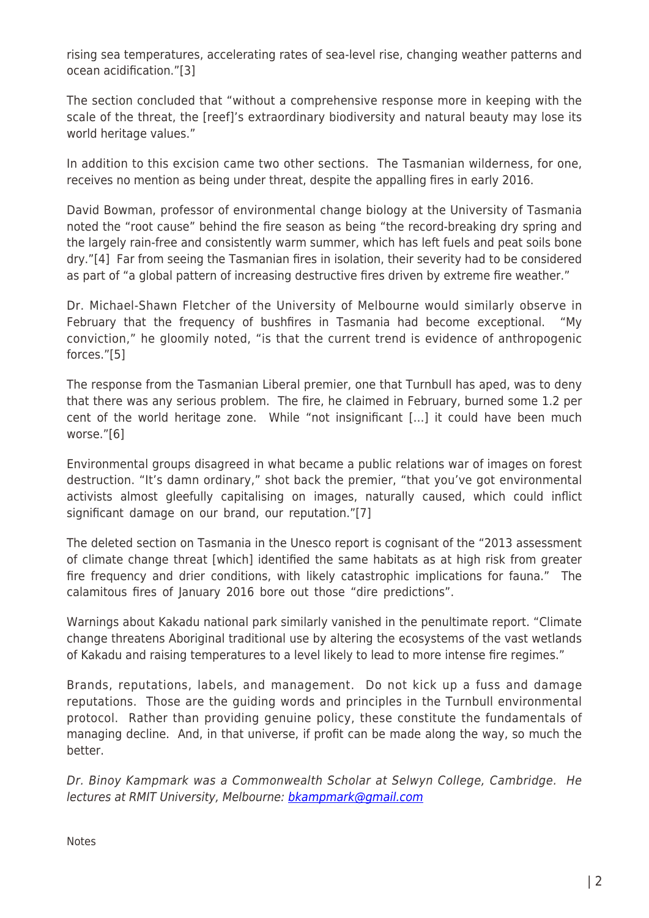rising sea temperatures, accelerating rates of sea-level rise, changing weather patterns and ocean acidification."[3]

The section concluded that "without a comprehensive response more in keeping with the scale of the threat, the [reef]'s extraordinary biodiversity and natural beauty may lose its world heritage values."

In addition to this excision came two other sections. The Tasmanian wilderness, for one, receives no mention as being under threat, despite the appalling fires in early 2016.

David Bowman, professor of environmental change biology at the University of Tasmania noted the "root cause" behind the fire season as being "the record-breaking dry spring and the largely rain-free and consistently warm summer, which has left fuels and peat soils bone dry."[4] Far from seeing the Tasmanian fires in isolation, their severity had to be considered as part of "a global pattern of increasing destructive fires driven by extreme fire weather."

Dr. Michael-Shawn Fletcher of the University of Melbourne would similarly observe in February that the frequency of bushfires in Tasmania had become exceptional. "My conviction," he gloomily noted, "is that the current trend is evidence of anthropogenic forces."[5]

The response from the Tasmanian Liberal premier, one that Turnbull has aped, was to deny that there was any serious problem. The fire, he claimed in February, burned some 1.2 per cent of the world heritage zone. While "not insignificant […] it could have been much worse."[6]

Environmental groups disagreed in what became a public relations war of images on forest destruction. "It's damn ordinary," shot back the premier, "that you've got environmental activists almost gleefully capitalising on images, naturally caused, which could inflict significant damage on our brand, our reputation."[7]

The deleted section on Tasmania in the Unesco report is cognisant of the "2013 assessment of climate change threat [which] identified the same habitats as at high risk from greater fire frequency and drier conditions, with likely catastrophic implications for fauna." The calamitous fires of January 2016 bore out those "dire predictions".

Warnings about Kakadu national park similarly vanished in the penultimate report. "Climate change threatens Aboriginal traditional use by altering the ecosystems of the vast wetlands of Kakadu and raising temperatures to a level likely to lead to more intense fire regimes."

Brands, reputations, labels, and management. Do not kick up a fuss and damage reputations. Those are the guiding words and principles in the Turnbull environmental protocol. Rather than providing genuine policy, these constitute the fundamentals of managing decline. And, in that universe, if profit can be made along the way, so much the better.

*Dr. Binoy Kampmark was a Commonwealth Scholar at Selwyn College, Cambridge. He lectures at RMIT University, Melbourne: bkampmark@gmail.com*

Notes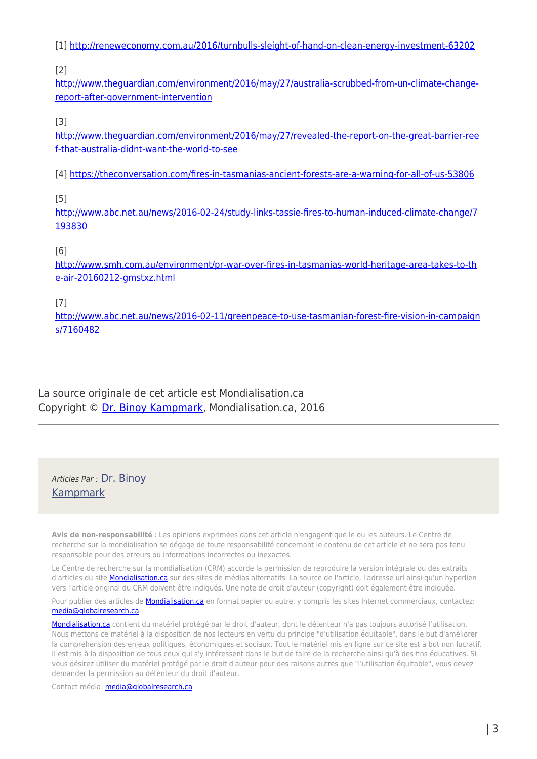[1] http://reneweconomy.com.au/2016/turnbulls-sleight-of-hand-on-clean-energy-investment-63202

[2] http://www.theguardian.com/environment/2016/may/27/australia-scrubbed-from-un-climate-change-report-after-government-intervention

[3] http://www.theguardian.com/environment/2016/may/27/revealed-the-report-on-the-great-barrier-reef-that-australia-didnt-want-the-world-to-see

[4] https://theconversation.com/fires-in-tasmanias-ancient-forests-are-a-warning-for-all-of-us-53806

[5] http://www.abc.net.au/news/2016-02-24/study-links-tassie-fires-to-human-induced-climate-change/7193830

[6] http://www.smh.com.au/environment/pr-war-over-fires-in-tasmanias-world-heritage-area-takes-to-the-air-20160212-gmstxz.html

[7] http://www.abc.net.au/news/2016-02-11/greenpeace-to-use-tasmanian-forest-fire-vision-in-campaigns/7160482

La source originale de cet article est Mondialisation.ca
Copyright © Dr. Binoy Kampmark, Mondialisation.ca, 2016

---

*Articles Par :* Dr. Binoy Kampmark

**Avis de non-responsabilité** : Les opinions exprimées dans cet article n'engagent que le ou les auteurs. Le Centre de recherche sur la mondialisation se dégage de toute responsabilité concernant le contenu de cet article et ne sera pas tenu responsable pour des erreurs ou informations incorrectes ou inexactes.

Le Centre de recherche sur la mondialisation (CRM) accorde la permission de reproduire la version intégrale ou des extraits d'articles du site Mondialisation.ca sur des sites de médias alternatifs. La source de l'article, l'adresse url ainsi qu'un hyperlien vers l'article original du CRM doivent être indiqués. Une note de droit d'auteur (copyright) doit également être indiquée.

Pour publier des articles de Mondialisation.ca en format papier ou autre, y compris les sites Internet commerciaux, contactez: media@globalresearch.ca

Mondialisation.ca contient du matériel protégé par le droit d'auteur, dont le détenteur n'a pas toujours autorisé l'utilisation. Nous mettons ce matériel à la disposition de nos lecteurs en vertu du principe "d'utilisation équitable", dans le but d'améliorer la compréhension des enjeux politiques, économiques et sociaux. Tout le matériel mis en ligne sur ce site est à but non lucratif. Il est mis à la disposition de tous ceux qui s'y intéressent dans le but de faire de la recherche ainsi qu'à des fins éducatives. Si vous désirez utiliser du matériel protégé par le droit d'auteur pour des raisons autres que "l'utilisation équitable", vous devez demander la permission au détenteur du droit d'auteur.

Contact média: media@globalresearch.ca